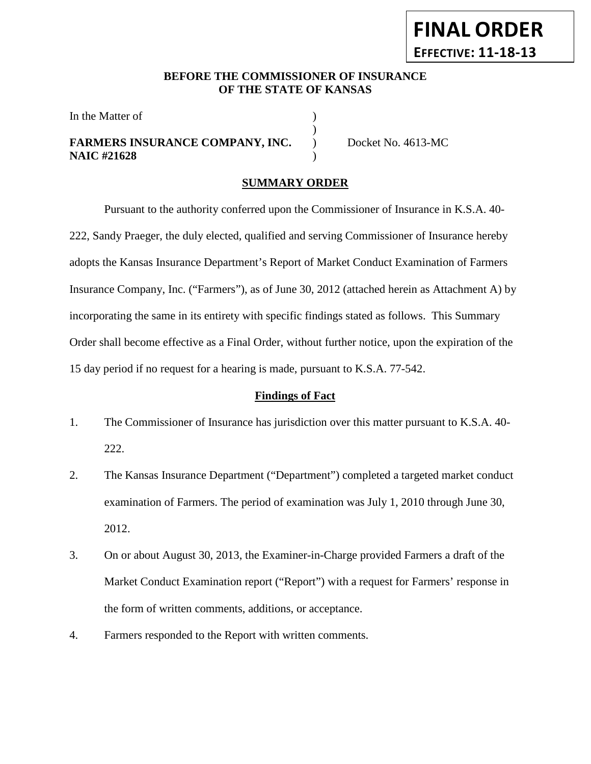**FINAL ORDER**
**EFFECTIVE: 11-18-13**

**BEFORE THE COMMISSIONER OF INSURANCE**
**OF THE STATE OF KANSAS**

In the Matter of )
)
**FARMERS INSURANCE COMPANY, INC.** ) Docket No. 4613-MC
**NAIC #21628** )

## SUMMARY ORDER

Pursuant to the authority conferred upon the Commissioner of Insurance in K.S.A. 40-222, Sandy Praeger, the duly elected, qualified and serving Commissioner of Insurance hereby adopts the Kansas Insurance Department's Report of Market Conduct Examination of Farmers Insurance Company, Inc. ("Farmers"), as of June 30, 2012 (attached herein as Attachment A) by incorporating the same in its entirety with specific findings stated as follows. This Summary Order shall become effective as a Final Order, without further notice, upon the expiration of the 15 day period if no request for a hearing is made, pursuant to K.S.A. 77-542.

### Findings of Fact

1. The Commissioner of Insurance has jurisdiction over this matter pursuant to K.S.A. 40-222.

2. The Kansas Insurance Department ("Department") completed a targeted market conduct examination of Farmers. The period of examination was July 1, 2010 through June 30, 2012.

3. On or about August 30, 2013, the Examiner-in-Charge provided Farmers a draft of the Market Conduct Examination report ("Report") with a request for Farmers' response in the form of written comments, additions, or acceptance.

4. Farmers responded to the Report with written comments.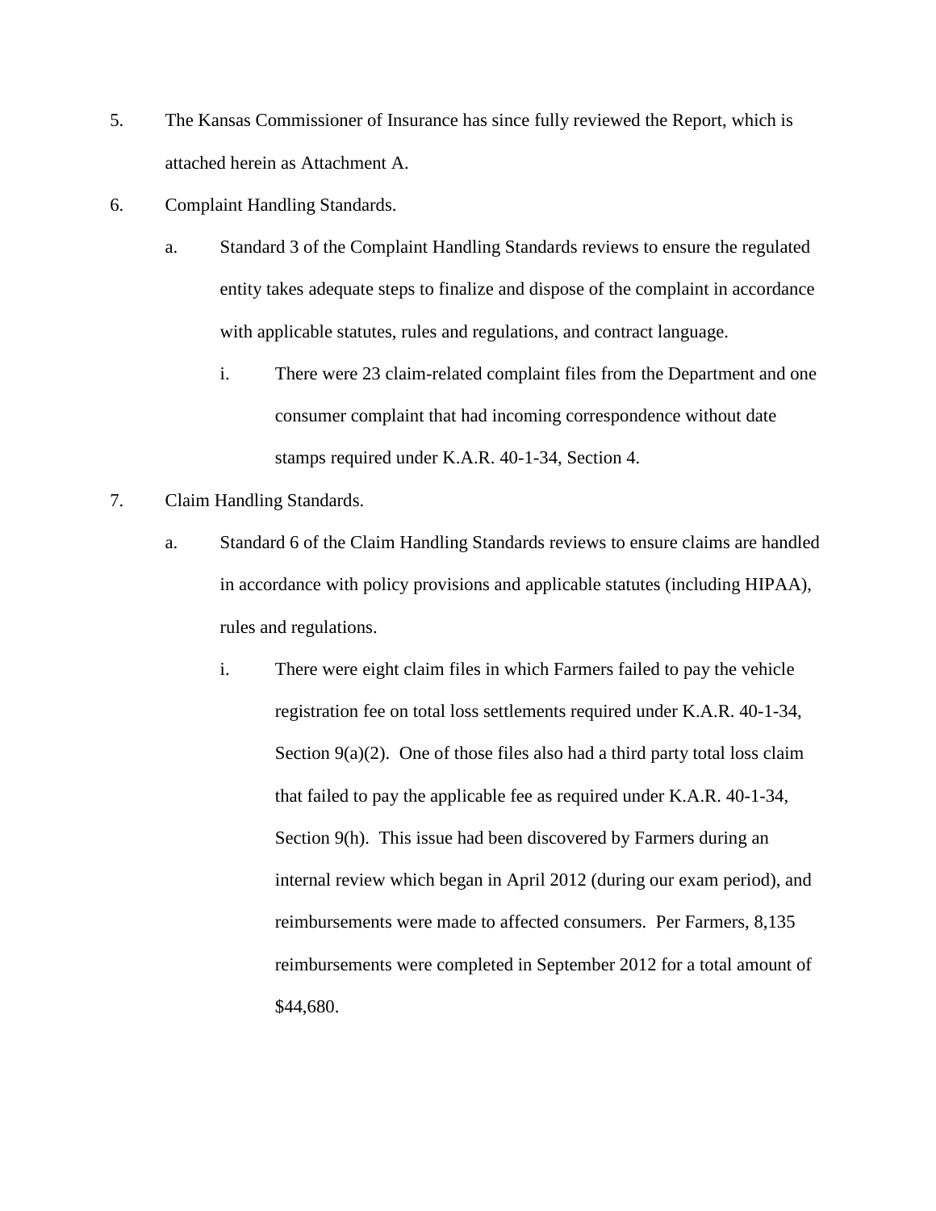5. The Kansas Commissioner of Insurance has since fully reviewed the Report, which is attached herein as Attachment A.

6. Complaint Handling Standards.

   a. Standard 3 of the Complaint Handling Standards reviews to ensure the regulated entity takes adequate steps to finalize and dispose of the complaint in accordance with applicable statutes, rules and regulations, and contract language.

      i. There were 23 claim-related complaint files from the Department and one consumer complaint that had incoming correspondence without date stamps required under K.A.R. 40-1-34, Section 4.

7. Claim Handling Standards.

   a. Standard 6 of the Claim Handling Standards reviews to ensure claims are handled in accordance with policy provisions and applicable statutes (including HIPAA), rules and regulations.

      i. There were eight claim files in which Farmers failed to pay the vehicle registration fee on total loss settlements required under K.A.R. 40-1-34, Section 9(a)(2). One of those files also had a third party total loss claim that failed to pay the applicable fee as required under K.A.R. 40-1-34, Section 9(h). This issue had been discovered by Farmers during an internal review which began in April 2012 (during our exam period), and reimbursements were made to affected consumers. Per Farmers, 8,135 reimbursements were completed in September 2012 for a total amount of $44,680.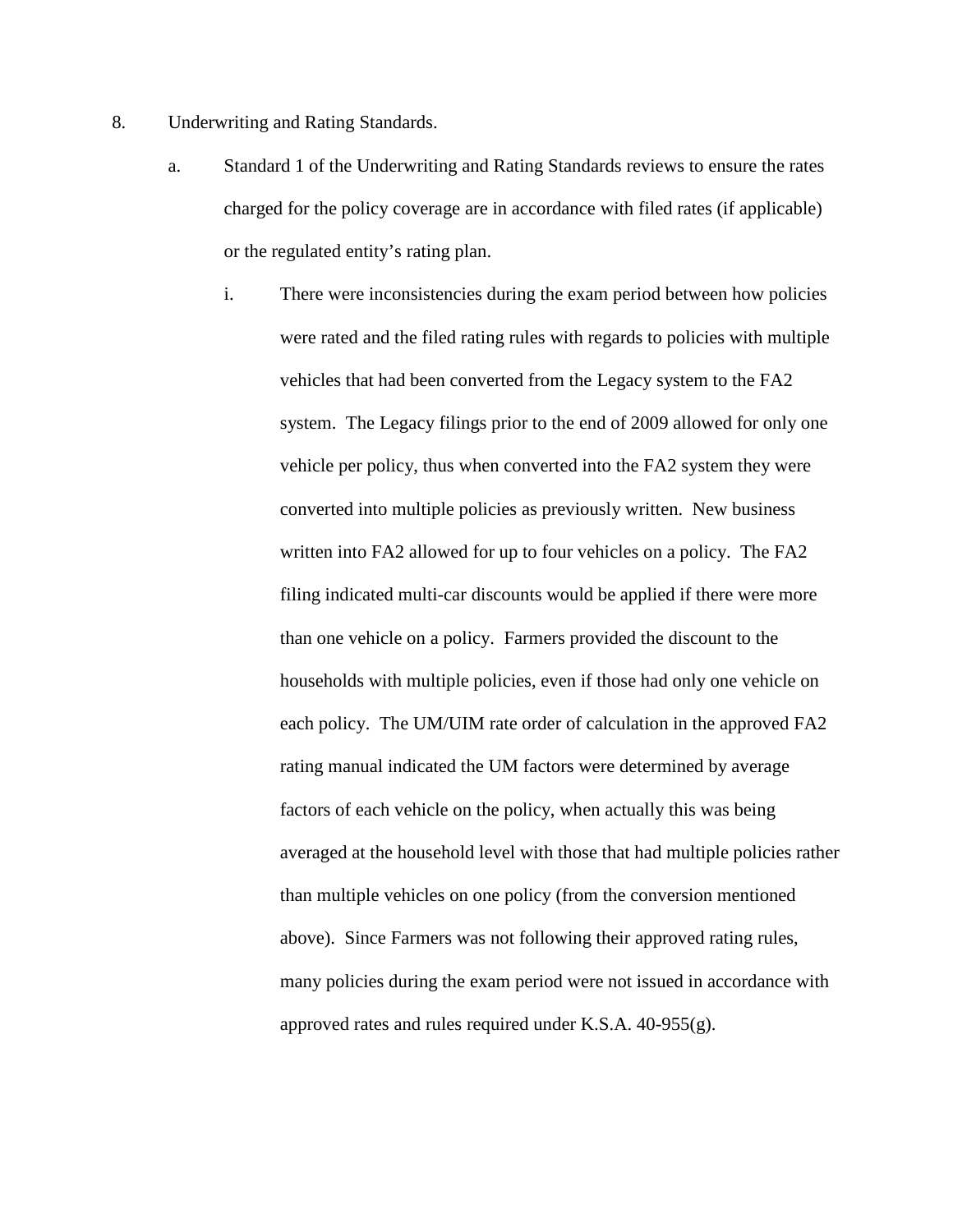8. Underwriting and Rating Standards.

   a. Standard 1 of the Underwriting and Rating Standards reviews to ensure the rates charged for the policy coverage are in accordance with filed rates (if applicable) or the regulated entity's rating plan.

      i. There were inconsistencies during the exam period between how policies were rated and the filed rating rules with regards to policies with multiple vehicles that had been converted from the Legacy system to the FA2 system. The Legacy filings prior to the end of 2009 allowed for only one vehicle per policy, thus when converted into the FA2 system they were converted into multiple policies as previously written. New business written into FA2 allowed for up to four vehicles on a policy. The FA2 filing indicated multi-car discounts would be applied if there were more than one vehicle on a policy. Farmers provided the discount to the households with multiple policies, even if those had only one vehicle on each policy. The UM/UIM rate order of calculation in the approved FA2 rating manual indicated the UM factors were determined by average factors of each vehicle on the policy, when actually this was being averaged at the household level with those that had multiple policies rather than multiple vehicles on one policy (from the conversion mentioned above). Since Farmers was not following their approved rating rules, many policies during the exam period were not issued in accordance with approved rates and rules required under K.S.A. 40-955(g).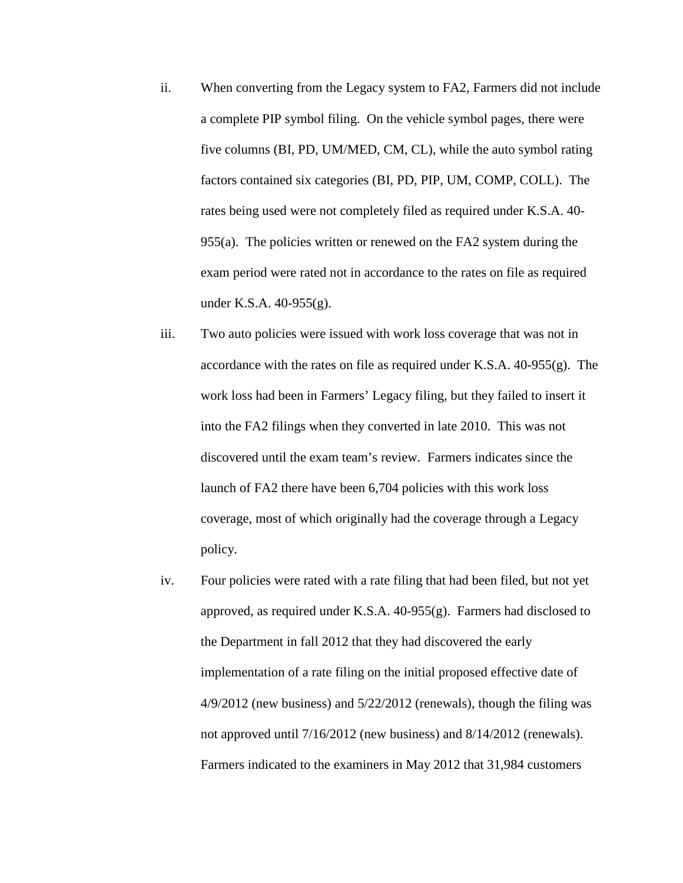ii. When converting from the Legacy system to FA2, Farmers did not include a complete PIP symbol filing. On the vehicle symbol pages, there were five columns (BI, PD, UM/MED, CM, CL), while the auto symbol rating factors contained six categories (BI, PD, PIP, UM, COMP, COLL). The rates being used were not completely filed as required under K.S.A. 40-955(a). The policies written or renewed on the FA2 system during the exam period were rated not in accordance to the rates on file as required under K.S.A. 40-955(g).

iii. Two auto policies were issued with work loss coverage that was not in accordance with the rates on file as required under K.S.A. 40-955(g). The work loss had been in Farmers' Legacy filing, but they failed to insert it into the FA2 filings when they converted in late 2010. This was not discovered until the exam team's review. Farmers indicates since the launch of FA2 there have been 6,704 policies with this work loss coverage, most of which originally had the coverage through a Legacy policy.

iv. Four policies were rated with a rate filing that had been filed, but not yet approved, as required under K.S.A. 40-955(g). Farmers had disclosed to the Department in fall 2012 that they had discovered the early implementation of a rate filing on the initial proposed effective date of 4/9/2012 (new business) and 5/22/2012 (renewals), though the filing was not approved until 7/16/2012 (new business) and 8/14/2012 (renewals). Farmers indicated to the examiners in May 2012 that 31,984 customers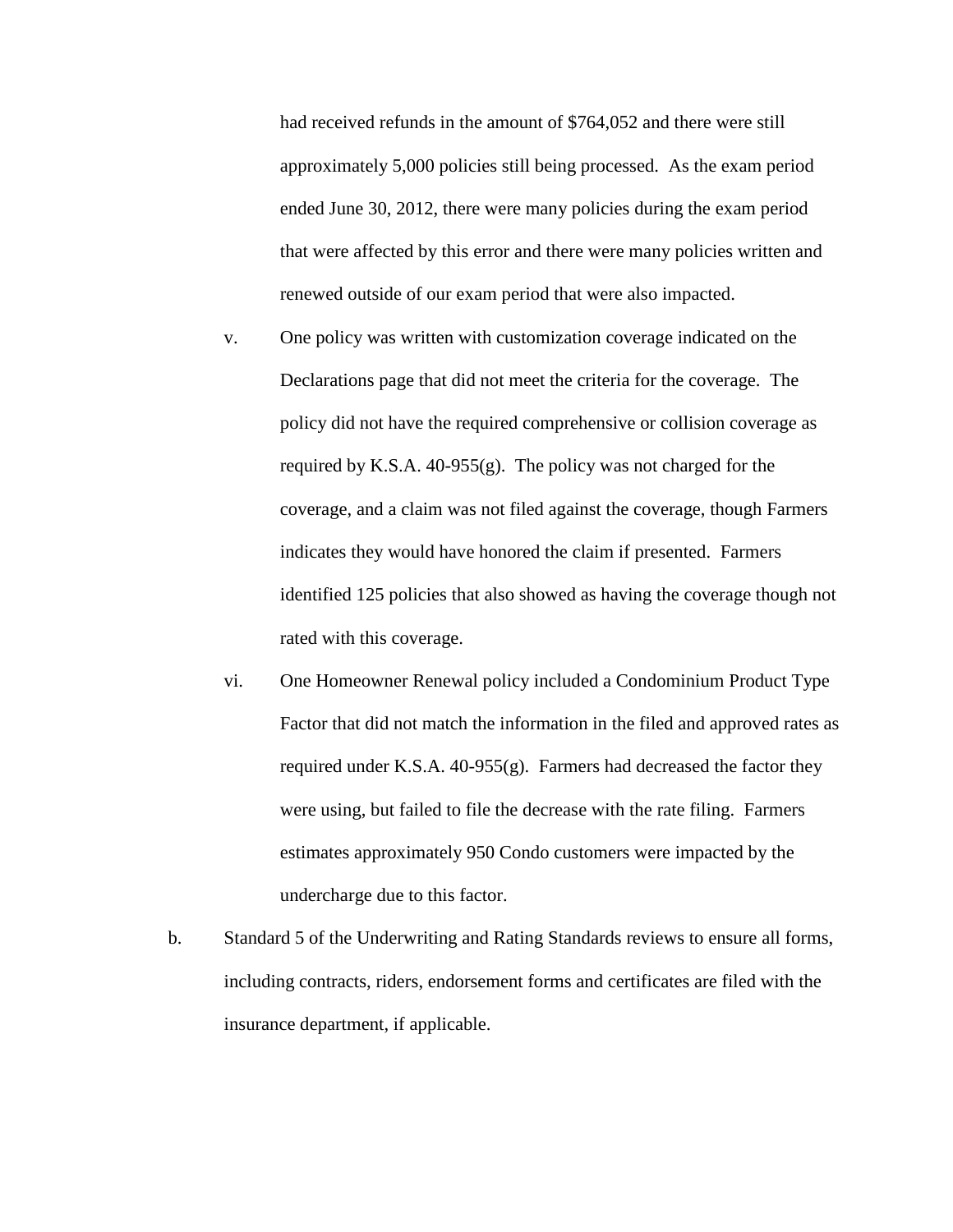had received refunds in the amount of $764,052 and there were still approximately 5,000 policies still being processed. As the exam period ended June 30, 2012, there were many policies during the exam period that were affected by this error and there were many policies written and renewed outside of our exam period that were also impacted.

v. One policy was written with customization coverage indicated on the Declarations page that did not meet the criteria for the coverage. The policy did not have the required comprehensive or collision coverage as required by K.S.A. 40-955(g). The policy was not charged for the coverage, and a claim was not filed against the coverage, though Farmers indicates they would have honored the claim if presented. Farmers identified 125 policies that also showed as having the coverage though not rated with this coverage.

vi. One Homeowner Renewal policy included a Condominium Product Type Factor that did not match the information in the filed and approved rates as required under K.S.A. 40-955(g). Farmers had decreased the factor they were using, but failed to file the decrease with the rate filing. Farmers estimates approximately 950 Condo customers were impacted by the undercharge due to this factor.

b. Standard 5 of the Underwriting and Rating Standards reviews to ensure all forms, including contracts, riders, endorsement forms and certificates are filed with the insurance department, if applicable.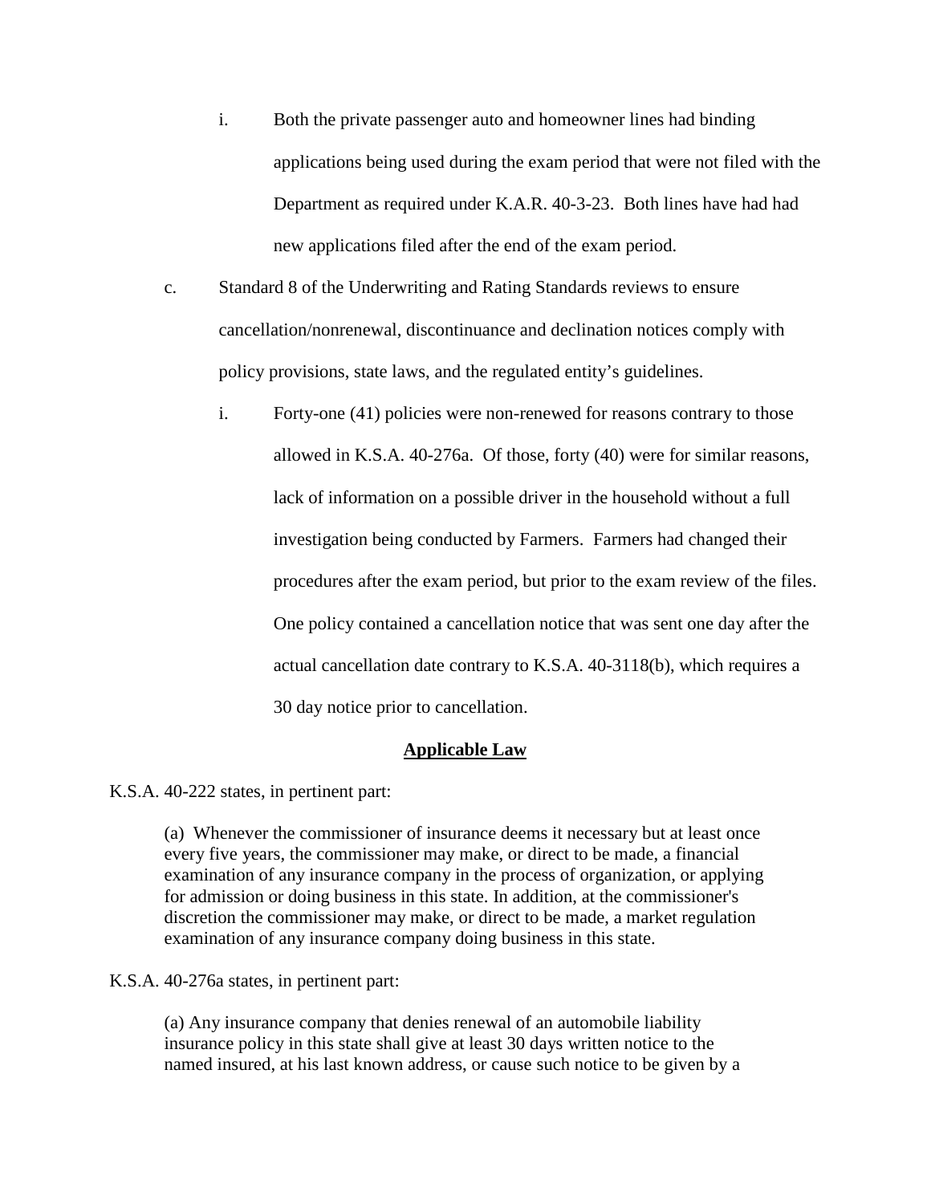i. Both the private passenger auto and homeowner lines had binding applications being used during the exam period that were not filed with the Department as required under K.A.R. 40-3-23. Both lines have had had new applications filed after the end of the exam period.

c. Standard 8 of the Underwriting and Rating Standards reviews to ensure cancellation/nonrenewal, discontinuance and declination notices comply with policy provisions, state laws, and the regulated entity's guidelines.

i. Forty-one (41) policies were non-renewed for reasons contrary to those allowed in K.S.A. 40-276a. Of those, forty (40) were for similar reasons, lack of information on a possible driver in the household without a full investigation being conducted by Farmers. Farmers had changed their procedures after the exam period, but prior to the exam review of the files. One policy contained a cancellation notice that was sent one day after the actual cancellation date contrary to K.S.A. 40-3118(b), which requires a 30 day notice prior to cancellation.

## Applicable Law

K.S.A. 40-222 states, in pertinent part:

> (a) Whenever the commissioner of insurance deems it necessary but at least once every five years, the commissioner may make, or direct to be made, a financial examination of any insurance company in the process of organization, or applying for admission or doing business in this state. In addition, at the commissioner's discretion the commissioner may make, or direct to be made, a market regulation examination of any insurance company doing business in this state.

K.S.A. 40-276a states, in pertinent part:

> (a) Any insurance company that denies renewal of an automobile liability insurance policy in this state shall give at least 30 days written notice to the named insured, at his last known address, or cause such notice to be given by a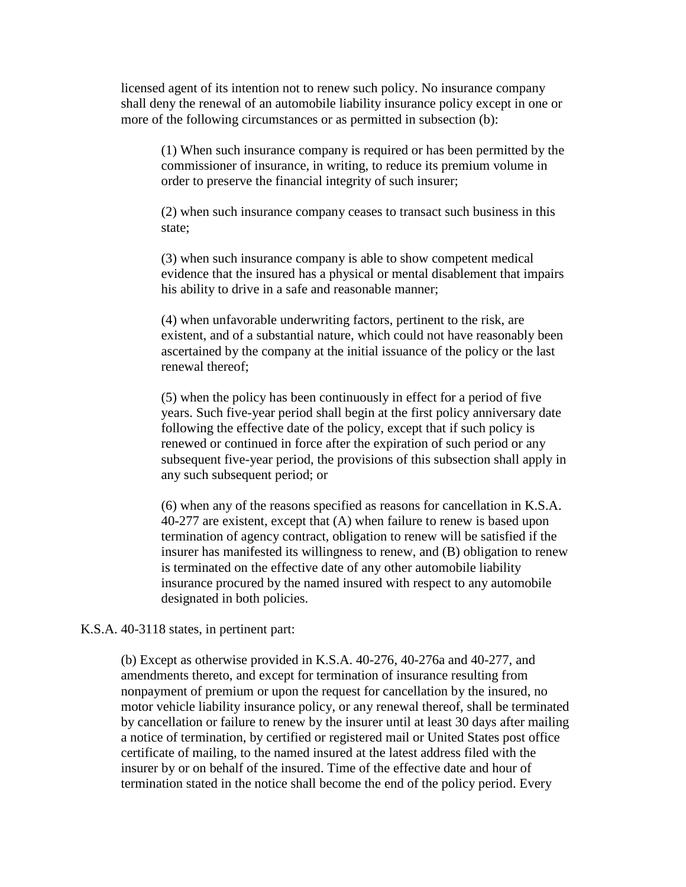licensed agent of its intention not to renew such policy. No insurance company shall deny the renewal of an automobile liability insurance policy except in one or more of the following circumstances or as permitted in subsection (b):

> (1) When such insurance company is required or has been permitted by the commissioner of insurance, in writing, to reduce its premium volume in order to preserve the financial integrity of such insurer;
>
> (2) when such insurance company ceases to transact such business in this state;
>
> (3) when such insurance company is able to show competent medical evidence that the insured has a physical or mental disablement that impairs his ability to drive in a safe and reasonable manner;
>
> (4) when unfavorable underwriting factors, pertinent to the risk, are existent, and of a substantial nature, which could not have reasonably been ascertained by the company at the initial issuance of the policy or the last renewal thereof;
>
> (5) when the policy has been continuously in effect for a period of five years. Such five-year period shall begin at the first policy anniversary date following the effective date of the policy, except that if such policy is renewed or continued in force after the expiration of such period or any subsequent five-year period, the provisions of this subsection shall apply in any such subsequent period; or
>
> (6) when any of the reasons specified as reasons for cancellation in K.S.A. 40-277 are existent, except that (A) when failure to renew is based upon termination of agency contract, obligation to renew will be satisfied if the insurer has manifested its willingness to renew, and (B) obligation to renew is terminated on the effective date of any other automobile liability insurance procured by the named insured with respect to any automobile designated in both policies.

K.S.A. 40-3118 states, in pertinent part:

> (b) Except as otherwise provided in K.S.A. 40-276, 40-276a and 40-277, and amendments thereto, and except for termination of insurance resulting from nonpayment of premium or upon the request for cancellation by the insured, no motor vehicle liability insurance policy, or any renewal thereof, shall be terminated by cancellation or failure to renew by the insurer until at least 30 days after mailing a notice of termination, by certified or registered mail or United States post office certificate of mailing, to the named insured at the latest address filed with the insurer by or on behalf of the insured. Time of the effective date and hour of termination stated in the notice shall become the end of the policy period. Every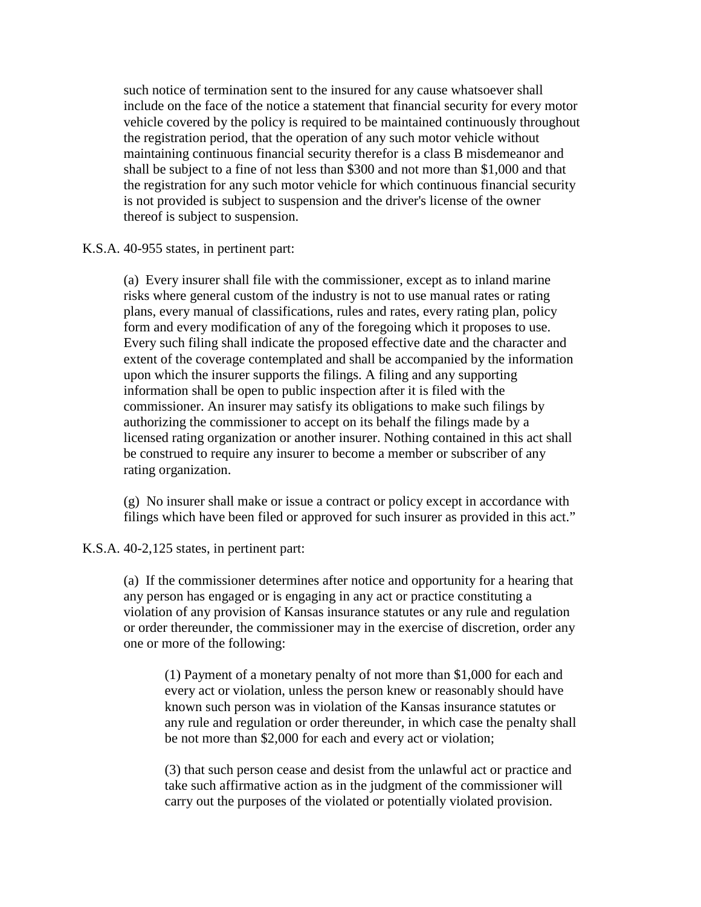> such notice of termination sent to the insured for any cause whatsoever shall include on the face of the notice a statement that financial security for every motor vehicle covered by the policy is required to be maintained continuously throughout the registration period, that the operation of any such motor vehicle without maintaining continuous financial security therefor is a class B misdemeanor and shall be subject to a fine of not less than $300 and not more than $1,000 and that the registration for any such motor vehicle for which continuous financial security is not provided is subject to suspension and the driver's license of the owner thereof is subject to suspension.

K.S.A. 40-955 states, in pertinent part:

> (a) Every insurer shall file with the commissioner, except as to inland marine risks where general custom of the industry is not to use manual rates or rating plans, every manual of classifications, rules and rates, every rating plan, policy form and every modification of any of the foregoing which it proposes to use. Every such filing shall indicate the proposed effective date and the character and extent of the coverage contemplated and shall be accompanied by the information upon which the insurer supports the filings. A filing and any supporting information shall be open to public inspection after it is filed with the commissioner. An insurer may satisfy its obligations to make such filings by authorizing the commissioner to accept on its behalf the filings made by a licensed rating organization or another insurer. Nothing contained in this act shall be construed to require any insurer to become a member or subscriber of any rating organization.
>
> (g) No insurer shall make or issue a contract or policy except in accordance with filings which have been filed or approved for such insurer as provided in this act."

K.S.A. 40-2,125 states, in pertinent part:

> (a) If the commissioner determines after notice and opportunity for a hearing that any person has engaged or is engaging in any act or practice constituting a violation of any provision of Kansas insurance statutes or any rule and regulation or order thereunder, the commissioner may in the exercise of discretion, order any one or more of the following:
>
>> (1) Payment of a monetary penalty of not more than $1,000 for each and every act or violation, unless the person knew or reasonably should have known such person was in violation of the Kansas insurance statutes or any rule and regulation or order thereunder, in which case the penalty shall be not more than $2,000 for each and every act or violation;
>>
>> (3) that such person cease and desist from the unlawful act or practice and take such affirmative action as in the judgment of the commissioner will carry out the purposes of the violated or potentially violated provision.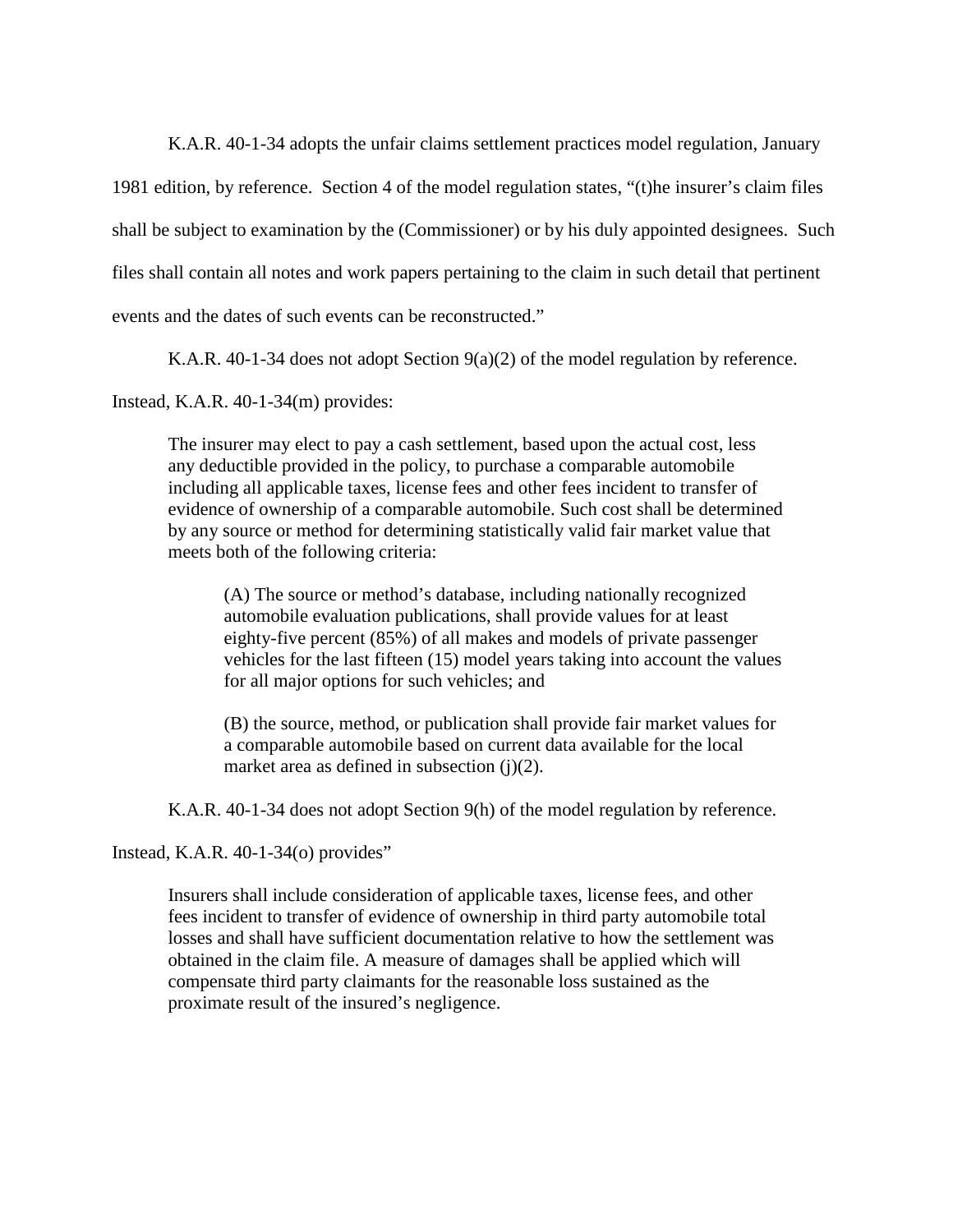K.A.R. 40-1-34 adopts the unfair claims settlement practices model regulation, January 1981 edition, by reference. Section 4 of the model regulation states, "(t)he insurer's claim files shall be subject to examination by the (Commissioner) or by his duly appointed designees. Such files shall contain all notes and work papers pertaining to the claim in such detail that pertinent events and the dates of such events can be reconstructed."

K.A.R. 40-1-34 does not adopt Section 9(a)(2) of the model regulation by reference. Instead, K.A.R. 40-1-34(m) provides:

> The insurer may elect to pay a cash settlement, based upon the actual cost, less any deductible provided in the policy, to purchase a comparable automobile including all applicable taxes, license fees and other fees incident to transfer of evidence of ownership of a comparable automobile. Such cost shall be determined by any source or method for determining statistically valid fair market value that meets both of the following criteria:
>
> > (A) The source or method's database, including nationally recognized automobile evaluation publications, shall provide values for at least eighty-five percent (85%) of all makes and models of private passenger vehicles for the last fifteen (15) model years taking into account the values for all major options for such vehicles; and
> >
> > (B) the source, method, or publication shall provide fair market values for a comparable automobile based on current data available for the local market area as defined in subsection (j)(2).

K.A.R. 40-1-34 does not adopt Section 9(h) of the model regulation by reference. Instead, K.A.R. 40-1-34(o) provides"

> Insurers shall include consideration of applicable taxes, license fees, and other fees incident to transfer of evidence of ownership in third party automobile total losses and shall have sufficient documentation relative to how the settlement was obtained in the claim file. A measure of damages shall be applied which will compensate third party claimants for the reasonable loss sustained as the proximate result of the insured's negligence.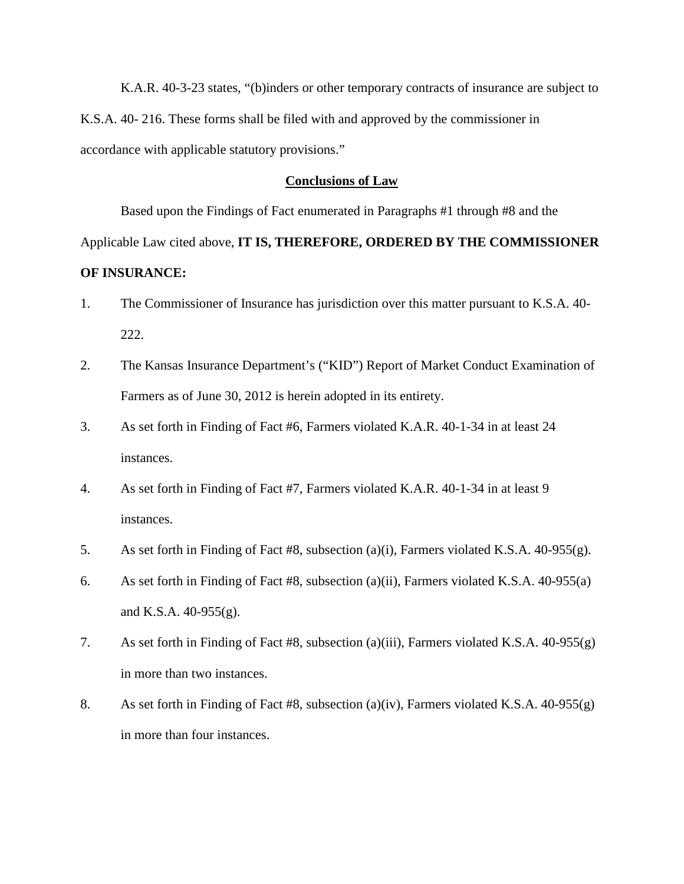K.A.R. 40-3-23 states, "(b)inders or other temporary contracts of insurance are subject to K.S.A. 40- 216. These forms shall be filed with and approved by the commissioner in accordance with applicable statutory provisions."

## Conclusions of Law

Based upon the Findings of Fact enumerated in Paragraphs #1 through #8 and the Applicable Law cited above, **IT IS, THEREFORE, ORDERED BY THE COMMISSIONER OF INSURANCE:**

1. The Commissioner of Insurance has jurisdiction over this matter pursuant to K.S.A. 40-222.
2. The Kansas Insurance Department's ("KID") Report of Market Conduct Examination of Farmers as of June 30, 2012 is herein adopted in its entirety.
3. As set forth in Finding of Fact #6, Farmers violated K.A.R. 40-1-34 in at least 24 instances.
4. As set forth in Finding of Fact #7, Farmers violated K.A.R. 40-1-34 in at least 9 instances.
5. As set forth in Finding of Fact #8, subsection (a)(i), Farmers violated K.S.A. 40-955(g).
6. As set forth in Finding of Fact #8, subsection (a)(ii), Farmers violated K.S.A. 40-955(a) and K.S.A. 40-955(g).
7. As set forth in Finding of Fact #8, subsection (a)(iii), Farmers violated K.S.A. 40-955(g) in more than two instances.
8. As set forth in Finding of Fact #8, subsection (a)(iv), Farmers violated K.S.A. 40-955(g) in more than four instances.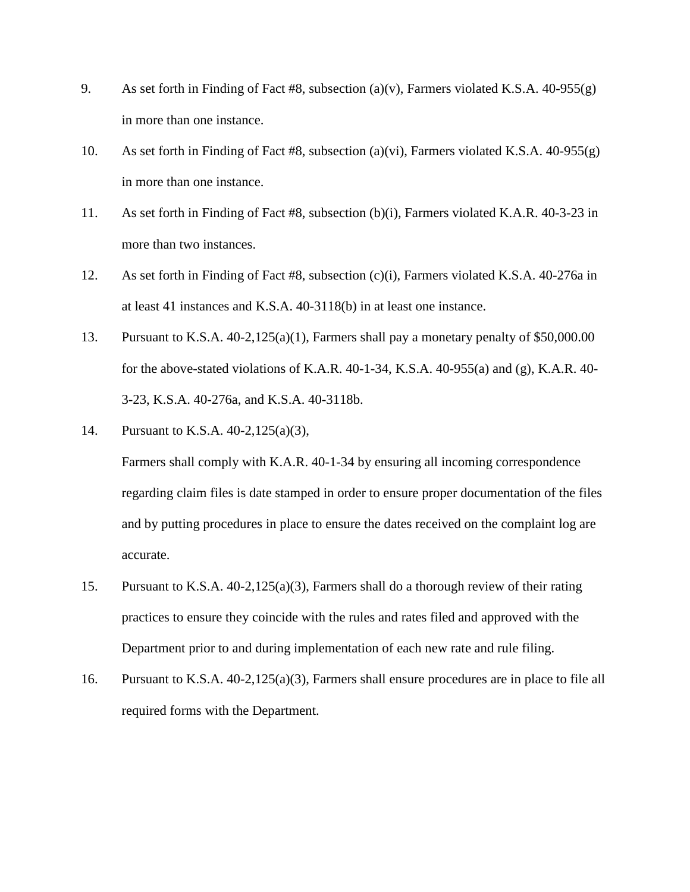9. As set forth in Finding of Fact #8, subsection (a)(v), Farmers violated K.S.A. 40-955(g) in more than one instance.

10. As set forth in Finding of Fact #8, subsection (a)(vi), Farmers violated K.S.A. 40-955(g) in more than one instance.

11. As set forth in Finding of Fact #8, subsection (b)(i), Farmers violated K.A.R. 40-3-23 in more than two instances.

12. As set forth in Finding of Fact #8, subsection (c)(i), Farmers violated K.S.A. 40-276a in at least 41 instances and K.S.A. 40-3118(b) in at least one instance.

13. Pursuant to K.S.A. 40-2,125(a)(1), Farmers shall pay a monetary penalty of $50,000.00 for the above-stated violations of K.A.R. 40-1-34, K.S.A. 40-955(a) and (g), K.A.R. 40-3-23, K.S.A. 40-276a, and K.S.A. 40-3118b.

14. Pursuant to K.S.A. 40-2,125(a)(3),

    Farmers shall comply with K.A.R. 40-1-34 by ensuring all incoming correspondence regarding claim files is date stamped in order to ensure proper documentation of the files and by putting procedures in place to ensure the dates received on the complaint log are accurate.

15. Pursuant to K.S.A. 40-2,125(a)(3), Farmers shall do a thorough review of their rating practices to ensure they coincide with the rules and rates filed and approved with the Department prior to and during implementation of each new rate and rule filing.

16. Pursuant to K.S.A. 40-2,125(a)(3), Farmers shall ensure procedures are in place to file all required forms with the Department.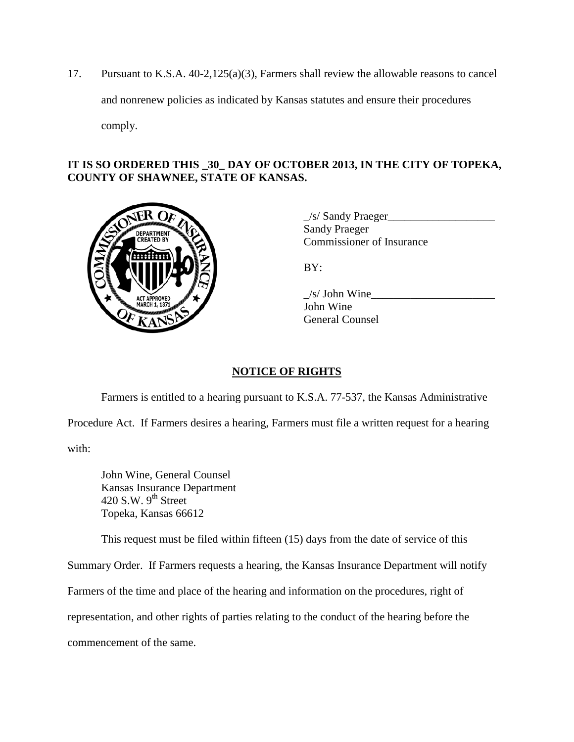17. Pursuant to K.S.A. 40-2,125(a)(3), Farmers shall review the allowable reasons to cancel and nonrenew policies as indicated by Kansas statutes and ensure their procedures comply.

**IT IS SO ORDERED THIS _30_ DAY OF OCTOBER 2013, IN THE CITY OF TOPEKA, COUNTY OF SHAWNEE, STATE OF KANSAS.**

_/s/ Sandy Praeger___________________
Sandy Praeger
Commissioner of Insurance

BY:

_/s/ John Wine______________________
John Wine
General Counsel

## NOTICE OF RIGHTS

Farmers is entitled to a hearing pursuant to K.S.A. 77-537, the Kansas Administrative Procedure Act. If Farmers desires a hearing, Farmers must file a written request for a hearing with:

John Wine, General Counsel
Kansas Insurance Department
420 S.W. 9th Street
Topeka, Kansas 66612

This request must be filed within fifteen (15) days from the date of service of this Summary Order. If Farmers requests a hearing, the Kansas Insurance Department will notify Farmers of the time and place of the hearing and information on the procedures, right of representation, and other rights of parties relating to the conduct of the hearing before the commencement of the same.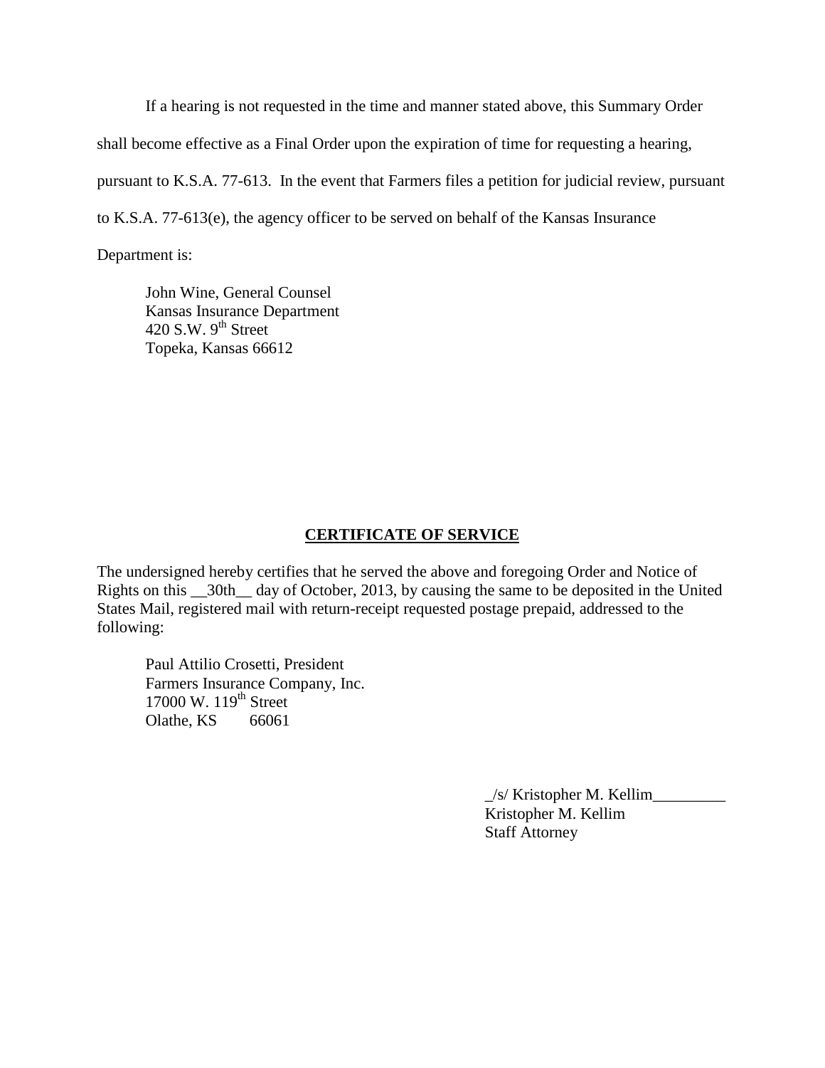If a hearing is not requested in the time and manner stated above, this Summary Order shall become effective as a Final Order upon the expiration of time for requesting a hearing, pursuant to K.S.A. 77-613. In the event that Farmers files a petition for judicial review, pursuant to K.S.A. 77-613(e), the agency officer to be served on behalf of the Kansas Insurance Department is:

John Wine, General Counsel
Kansas Insurance Department
420 S.W. 9th Street
Topeka, Kansas 66612

## CERTIFICATE OF SERVICE

The undersigned hereby certifies that he served the above and foregoing Order and Notice of Rights on this __30th__ day of October, 2013, by causing the same to be deposited in the United States Mail, registered mail with return-receipt requested postage prepaid, addressed to the following:

Paul Attilio Crosetti, President
Farmers Insurance Company, Inc.
17000 W. 119th Street
Olathe, KS 66061

_/s/ Kristopher M. Kellim_________
Kristopher M. Kellim
Staff Attorney